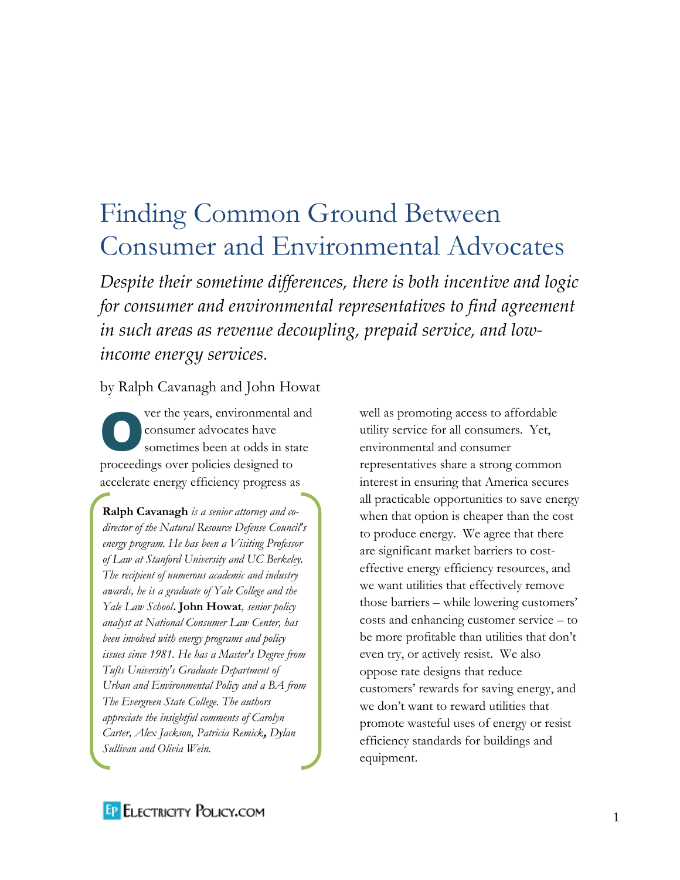# Finding Common Ground Between Consumer and Environmental Advocates

*Despite their sometime differences, there is both incentive and logic for consumer and environmental representatives to find agreement in such areas as revenue decoupling, prepaid service, and low-income energy services.*

by Ralph Cavanagh and John Howat

Over the years, environmental and consumer advocates have sometimes been at odds in state proceedings over policies designed to accelerate energy efficiency progress as well as promoting access to affordable utility service for all consumers. Yet, environmental and consumer representatives share a strong common interest in ensuring that America secures all practicable opportunities to save energy when that option is cheaper than the cost to produce energy. We agree that there are significant market barriers to cost-effective energy efficiency resources, and we want utilities that effectively remove those barriers – while lowering customers' costs and enhancing customer service – to be more profitable than utilities that don't even try, or actively resist. We also oppose rate designs that reduce customers' rewards for saving energy, and we don't want to reward utilities that promote wasteful uses of energy or resist efficiency standards for buildings and equipment.

**Ralph Cavanagh** *is a senior attorney and co-director of the Natural Resource Defense Council's energy program. He has been a Visiting Professor of Law at Stanford University and UC Berkeley. The recipient of numerous academic and industry awards, he is a graduate of Yale College and the Yale Law School.* **John Howat***, senior policy analyst at National Consumer Law Center, has been involved with energy programs and policy issues since 1981. He has a Master's Degree from Tufts University's Graduate Department of Urban and Environmental Policy and a BA from The Evergreen State College. The authors appreciate the insightful comments of Carolyn Carter, Alex Jackson, Patricia Remick, Dylan Sullivan and Olivia Wein.*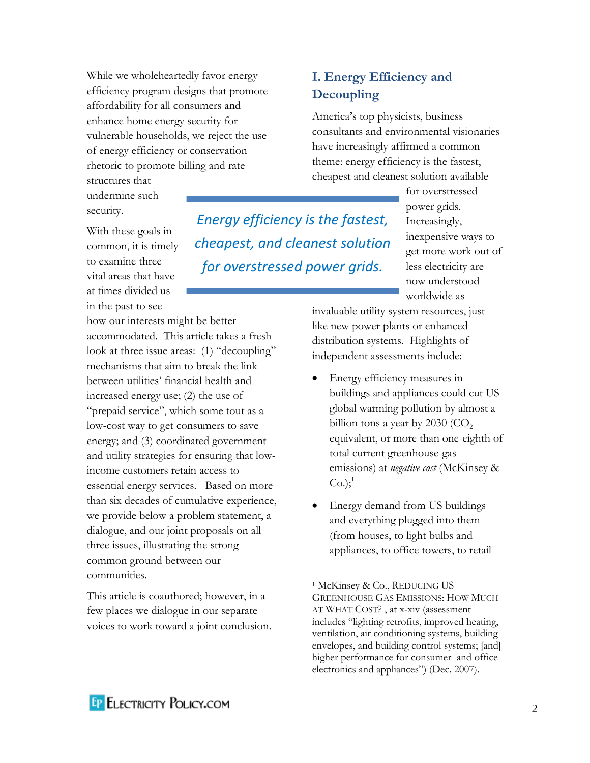While we wholeheartedly favor energy efficiency program designs that promote affordability for all consumers and enhance home energy security for vulnerable households, we reject the use of energy efficiency or conservation rhetoric to promote billing and rate structures that undermine such security.

With these goals in common, it is timely to examine three vital areas that have at times divided us in the past to see how our interests might be better accommodated. This article takes a fresh look at three issue areas: (1) "decoupling" mechanisms that aim to break the link between utilities' financial health and increased energy use; (2) the use of "prepaid service", which some tout as a low-cost way to get consumers to save energy; and (3) coordinated government and utility strategies for ensuring that low-income customers retain access to essential energy services. Based on more than six decades of cumulative experience, we provide below a problem statement, a dialogue, and our joint proposals on all three issues, illustrating the strong common ground between our communities.

This article is coauthored; however, in a few places we dialogue in our separate voices to work toward a joint conclusion.

## I. Energy Efficiency and Decoupling

America's top physicists, business consultants and environmental visionaries have increasingly affirmed a common theme: energy efficiency is the fastest, cheapest and cleanest solution available for overstressed power grids. Increasingly, inexpensive ways to get more work out of less electricity are now understood worldwide as invaluable utility system resources, just like new power plants or enhanced distribution systems. Highlights of independent assessments include:

> *Energy efficiency is the fastest, cheapest, and cleanest solution for overstressed power grids.*

- Energy efficiency measures in buildings and appliances could cut US global warming pollution by almost a billion tons a year by 2030 ($CO_2$ equivalent, or more than one-eighth of total current greenhouse-gas emissions) at *negative cost* (McKinsey & Co.);[1]
- Energy demand from US buildings and everything plugged into them (from houses, to light bulbs and appliances, to office towers, to retail

---

[1] McKinsey & Co., REDUCING US GREENHOUSE GAS EMISSIONS: HOW MUCH AT WHAT COST? , at x-xiv (assessment includes "lighting retrofits, improved heating, ventilation, air conditioning systems, building envelopes, and building control systems; [and] higher performance for consumer and office electronics and appliances") (Dec. 2007).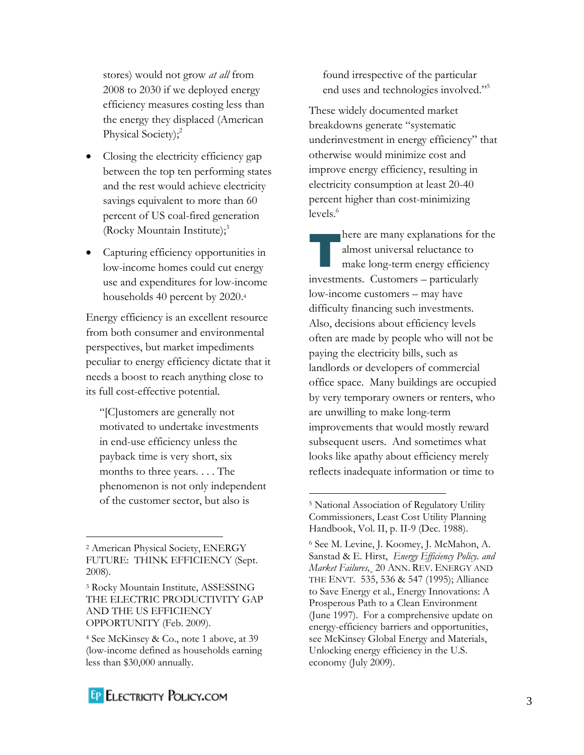stores) would not grow *at all* from 2008 to 2030 if we deployed energy efficiency measures costing less than the energy they displaced (American Physical Society);[2]

- Closing the electricity efficiency gap between the top ten performing states and the rest would achieve electricity savings equivalent to more than 60 percent of US coal-fired generation (Rocky Mountain Institute);[3]
- Capturing efficiency opportunities in low-income homes could cut energy use and expenditures for low-income households 40 percent by 2020.[4]

Energy efficiency is an excellent resource from both consumer and environmental perspectives, but market impediments peculiar to energy efficiency dictate that it needs a boost to reach anything close to its full cost-effective potential.

> "[C]ustomers are generally not motivated to undertake investments in end-use efficiency unless the payback time is very short, six months to three years. . . . The phenomenon is not only independent of the customer sector, but also is found irrespective of the particular end uses and technologies involved."[5]

These widely documented market breakdowns generate "systematic underinvestment in energy efficiency" that otherwise would minimize cost and improve energy efficiency, resulting in electricity consumption at least 20-40 percent higher than cost-minimizing levels.[6]

There are many explanations for the almost universal reluctance to make long-term energy efficiency investments. Customers – particularly low-income customers – may have difficulty financing such investments. Also, decisions about efficiency levels often are made by people who will not be paying the electricity bills, such as landlords or developers of commercial office space. Many buildings are occupied by very temporary owners or renters, who are unwilling to make long-term improvements that would mostly reward subsequent users. And sometimes what looks like apathy about efficiency merely reflects inadequate information or time to

---

[2] American Physical Society, ENERGY FUTURE: THINK EFFICIENCY (Sept. 2008).

[3] Rocky Mountain Institute, ASSESSING THE ELECTRIC PRODUCTIVITY GAP AND THE US EFFICIENCY OPPORTUNITY (Feb. 2009).

[4] See McKinsey & Co., note 1 above, at 39 (low-income defined as households earning less than $30,000 annually.

[5] National Association of Regulatory Utility Commissioners, Least Cost Utility Planning Handbook, Vol. II, p. II-9 (Dec. 1988).

[6] See M. Levine, J. Koomey, J. McMahon, A. Sanstad & E. Hirst, *Energy Efficiency Policy. and Market Failures,* 20 ANN. REV. ENERGY AND THE ENVT. 535, 536 & 547 (1995); Alliance to Save Energy et al., Energy Innovations: A Prosperous Path to a Clean Environment (June 1997). For a comprehensive update on energy-efficiency barriers and opportunities, see McKinsey Global Energy and Materials, Unlocking energy efficiency in the U.S. economy (July 2009).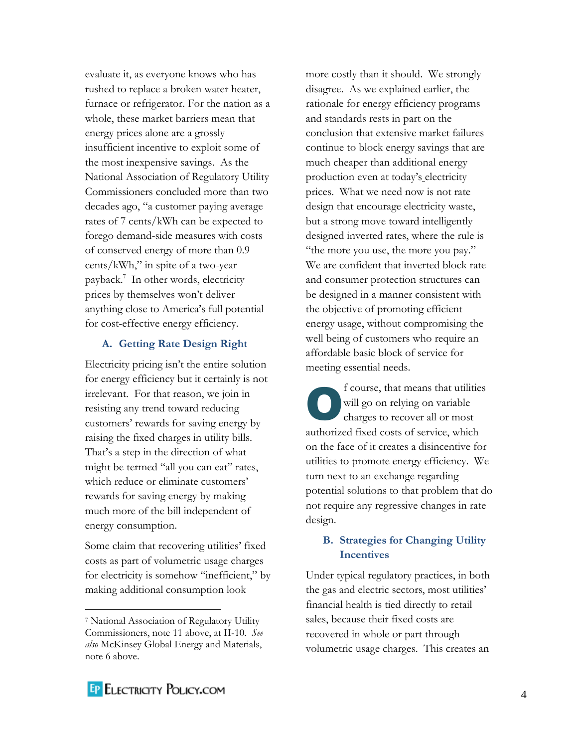evaluate it, as everyone knows who has rushed to replace a broken water heater, furnace or refrigerator. For the nation as a whole, these market barriers mean that energy prices alone are a grossly insufficient incentive to exploit some of the most inexpensive savings. As the National Association of Regulatory Utility Commissioners concluded more than two decades ago, "a customer paying average rates of 7 cents/kWh can be expected to forego demand-side measures with costs of conserved energy of more than 0.9 cents/kWh," in spite of a two-year payback.[7] In other words, electricity prices by themselves won't deliver anything close to America's full potential for cost-effective energy efficiency.

### A. Getting Rate Design Right

Electricity pricing isn't the entire solution for energy efficiency but it certainly is not irrelevant. For that reason, we join in resisting any trend toward reducing customers' rewards for saving energy by raising the fixed charges in utility bills. That's a step in the direction of what might be termed "all you can eat" rates, which reduce or eliminate customers' rewards for saving energy by making much more of the bill independent of energy consumption.

Some claim that recovering utilities' fixed costs as part of volumetric usage charges for electricity is somehow "inefficient," by making additional consumption look more costly than it should. We strongly disagree. As we explained earlier, the rationale for energy efficiency programs and standards rests in part on the conclusion that extensive market failures continue to block energy savings that are much cheaper than additional energy production even at today's electricity prices. What we need now is not rate design that encourage electricity waste, but a strong move toward intelligently designed inverted rates, where the rule is "the more you use, the more you pay." We are confident that inverted block rate and consumer protection structures can be designed in a manner consistent with the objective of promoting efficient energy usage, without compromising the well being of customers who require an affordable basic block of service for meeting essential needs.

Of course, that means that utilities will go on relying on variable charges to recover all or most authorized fixed costs of service, which on the face of it creates a disincentive for utilities to promote energy efficiency. We turn next to an exchange regarding potential solutions to that problem that do not require any regressive changes in rate design.

### B. Strategies for Changing Utility Incentives

Under typical regulatory practices, in both the gas and electric sectors, most utilities' financial health is tied directly to retail sales, because their fixed costs are recovered in whole or part through volumetric usage charges. This creates an

---

[7] National Association of Regulatory Utility Commissioners, note 11 above, at II-10. *See also* McKinsey Global Energy and Materials, note 6 above.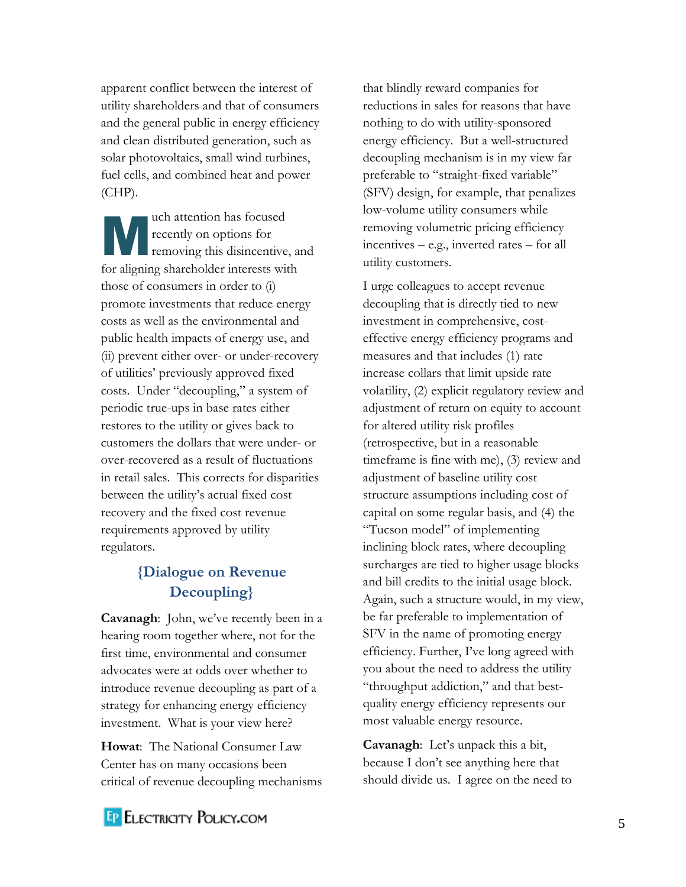apparent conflict between the interest of utility shareholders and that of consumers and the general public in energy efficiency and clean distributed generation, such as solar photovoltaics, small wind turbines, fuel cells, and combined heat and power (CHP).

Much attention has focused recently on options for removing this disincentive, and for aligning shareholder interests with those of consumers in order to (i) promote investments that reduce energy costs as well as the environmental and public health impacts of energy use, and (ii) prevent either over- or under-recovery of utilities' previously approved fixed costs. Under "decoupling," a system of periodic true-ups in base rates either restores to the utility or gives back to customers the dollars that were under- or over-recovered as a result of fluctuations in retail sales. This corrects for disparities between the utility's actual fixed cost recovery and the fixed cost revenue requirements approved by utility regulators.

## {Dialogue on Revenue Decoupling}

**Cavanagh**: John, we've recently been in a hearing room together where, not for the first time, environmental and consumer advocates were at odds over whether to introduce revenue decoupling as part of a strategy for enhancing energy efficiency investment. What is your view here?

**Howat**: The National Consumer Law Center has on many occasions been critical of revenue decoupling mechanisms that blindly reward companies for reductions in sales for reasons that have nothing to do with utility-sponsored energy efficiency. But a well-structured decoupling mechanism is in my view far preferable to "straight-fixed variable" (SFV) design, for example, that penalizes low-volume utility consumers while removing volumetric pricing efficiency incentives – e.g., inverted rates – for all utility customers.

I urge colleagues to accept revenue decoupling that is directly tied to new investment in comprehensive, cost-effective energy efficiency programs and measures and that includes (1) rate increase collars that limit upside rate volatility, (2) explicit regulatory review and adjustment of return on equity to account for altered utility risk profiles (retrospective, but in a reasonable timeframe is fine with me), (3) review and adjustment of baseline utility cost structure assumptions including cost of capital on some regular basis, and (4) the "Tucson model" of implementing inclining block rates, where decoupling surcharges are tied to higher usage blocks and bill credits to the initial usage block. Again, such a structure would, in my view, be far preferable to implementation of SFV in the name of promoting energy efficiency. Further, I've long agreed with you about the need to address the utility "throughput addiction," and that best-quality energy efficiency represents our most valuable energy resource.

**Cavanagh**: Let's unpack this a bit, because I don't see anything here that should divide us. I agree on the need to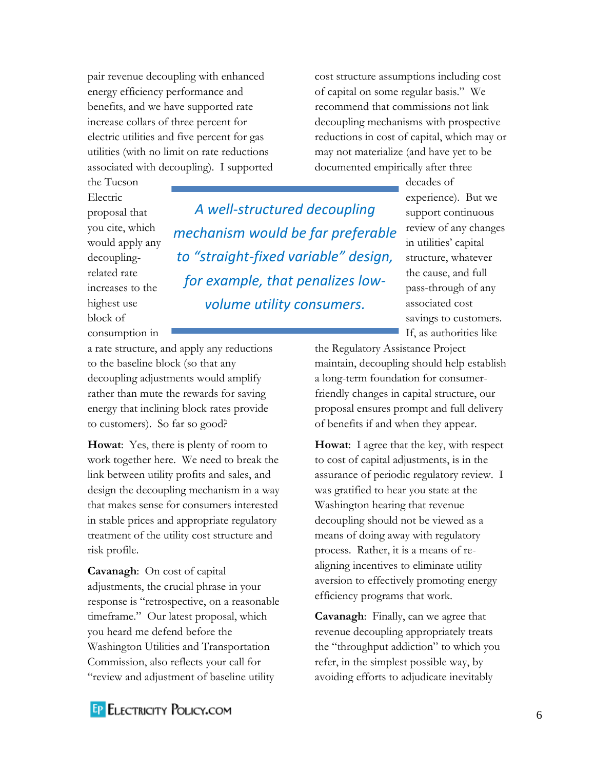pair revenue decoupling with enhanced energy efficiency performance and benefits, and we have supported rate increase collars of three percent for electric utilities and five percent for gas utilities (with no limit on rate reductions associated with decoupling). I supported the Tucson Electric proposal that you cite, which would apply any decoupling-related rate increases to the highest use block of consumption in a rate structure, and apply any reductions to the baseline block (so that any decoupling adjustments would amplify rather than mute the rewards for saving energy that inclining block rates provide to customers). So far so good?

**Howat**: Yes, there is plenty of room to work together here. We need to break the link between utility profits and sales, and design the decoupling mechanism in a way that makes sense for consumers interested in stable prices and appropriate regulatory treatment of the utility cost structure and risk profile.

**Cavanagh**: On cost of capital adjustments, the crucial phrase in your response is "retrospective, on a reasonable timeframe." Our latest proposal, which you heard me defend before the Washington Utilities and Transportation Commission, also reflects your call for "review and adjustment of baseline utility cost structure assumptions including cost of capital on some regular basis." We recommend that commissions not link decoupling mechanisms with prospective reductions in cost of capital, which may or may not materialize (and have yet to be documented empirically after three decades of experience). But we support continuous review of any changes in utilities' capital structure, whatever the cause, and full pass-through of any associated cost savings to customers. If, as authorities like the Regulatory Assistance Project maintain, decoupling should help establish a long-term foundation for consumer-friendly changes in capital structure, our proposal ensures prompt and full delivery of benefits if and when they appear.

> *A well-structured decoupling mechanism would be far preferable to "straight-fixed variable" design, for example, that penalizes low-volume utility consumers.*

**Howat**: I agree that the key, with respect to cost of capital adjustments, is in the assurance of periodic regulatory review. I was gratified to hear you state at the Washington hearing that revenue decoupling should not be viewed as a means of doing away with regulatory process. Rather, it is a means of re-aligning incentives to eliminate utility aversion to effectively promoting energy efficiency programs that work.

**Cavanagh**: Finally, can we agree that revenue decoupling appropriately treats the "throughput addiction" to which you refer, in the simplest possible way, by avoiding efforts to adjudicate inevitably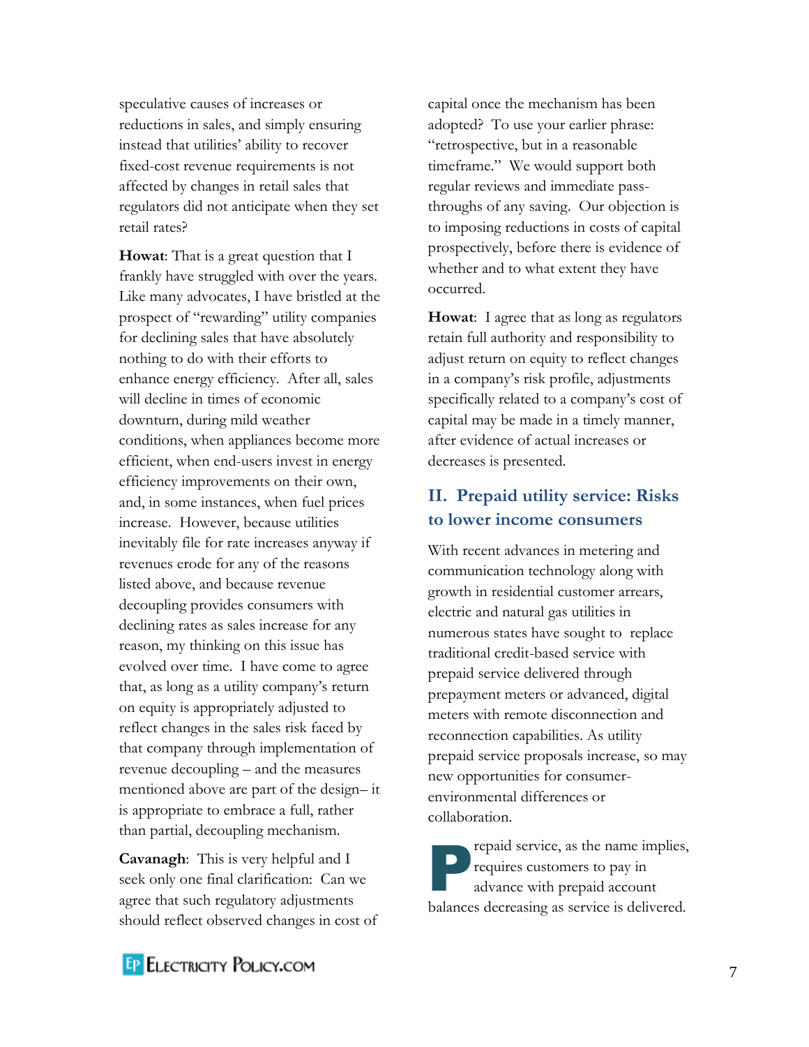speculative causes of increases or reductions in sales, and simply ensuring instead that utilities' ability to recover fixed-cost revenue requirements is not affected by changes in retail sales that regulators did not anticipate when they set retail rates?

**Howat**: That is a great question that I frankly have struggled with over the years. Like many advocates, I have bristled at the prospect of "rewarding" utility companies for declining sales that have absolutely nothing to do with their efforts to enhance energy efficiency. After all, sales will decline in times of economic downturn, during mild weather conditions, when appliances become more efficient, when end-users invest in energy efficiency improvements on their own, and, in some instances, when fuel prices increase. However, because utilities inevitably file for rate increases anyway if revenues erode for any of the reasons listed above, and because revenue decoupling provides consumers with declining rates as sales increase for any reason, my thinking on this issue has evolved over time. I have come to agree that, as long as a utility company's return on equity is appropriately adjusted to reflect changes in the sales risk faced by that company through implementation of revenue decoupling – and the measures mentioned above are part of the design– it is appropriate to embrace a full, rather than partial, decoupling mechanism.

**Cavanagh**: This is very helpful and I seek only one final clarification: Can we agree that such regulatory adjustments should reflect observed changes in cost of capital once the mechanism has been adopted? To use your earlier phrase: "retrospective, but in a reasonable timeframe." We would support both regular reviews and immediate pass-throughs of any saving. Our objection is to imposing reductions in costs of capital prospectively, before there is evidence of whether and to what extent they have occurred.

**Howat**: I agree that as long as regulators retain full authority and responsibility to adjust return on equity to reflect changes in a company's risk profile, adjustments specifically related to a company's cost of capital may be made in a timely manner, after evidence of actual increases or decreases is presented.

## II. Prepaid utility service: Risks to lower income consumers

With recent advances in metering and communication technology along with growth in residential customer arrears, electric and natural gas utilities in numerous states have sought to replace traditional credit-based service with prepaid service delivered through prepayment meters or advanced, digital meters with remote disconnection and reconnection capabilities. As utility prepaid service proposals increase, so may new opportunities for consumer-environmental differences or collaboration.

Prepaid service, as the name implies, requires customers to pay in advance with prepaid account balances decreasing as service is delivered.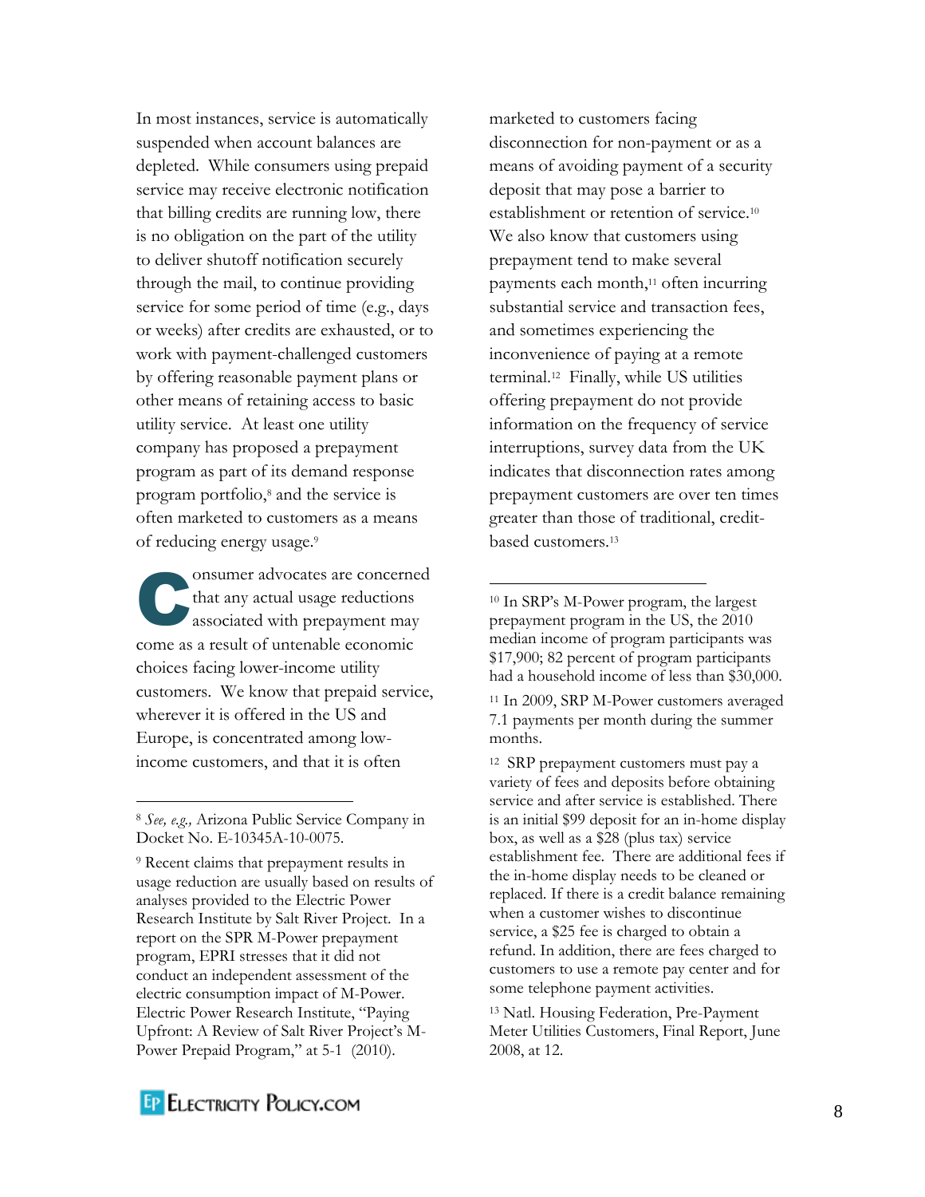In most instances, service is automatically suspended when account balances are depleted. While consumers using prepaid service may receive electronic notification that billing credits are running low, there is no obligation on the part of the utility to deliver shutoff notification securely through the mail, to continue providing service for some period of time (e.g., days or weeks) after credits are exhausted, or to work with payment-challenged customers by offering reasonable payment plans or other means of retaining access to basic utility service. At least one utility company has proposed a prepayment program as part of its demand response program portfolio,[8] and the service is often marketed to customers as a means of reducing energy usage.[9]

Consumer advocates are concerned that any actual usage reductions associated with prepayment may come as a result of untenable economic choices facing lower-income utility customers. We know that prepaid service, wherever it is offered in the US and Europe, is concentrated among low-income customers, and that it is often marketed to customers facing disconnection for non-payment or as a means of avoiding payment of a security deposit that may pose a barrier to establishment or retention of service.[10] We also know that customers using prepayment tend to make several payments each month,[11] often incurring substantial service and transaction fees, and sometimes experiencing the inconvenience of paying at a remote terminal.[12] Finally, while US utilities offering prepayment do not provide information on the frequency of service interruptions, survey data from the UK indicates that disconnection rates among prepayment customers are over ten times greater than those of traditional, credit-based customers.[13]

---

[8] *See, e.g.,* Arizona Public Service Company in Docket No. E-10345A-10-0075.

[9] Recent claims that prepayment results in usage reduction are usually based on results of analyses provided to the Electric Power Research Institute by Salt River Project. In a report on the SPR M-Power prepayment program, EPRI stresses that it did not conduct an independent assessment of the electric consumption impact of M-Power. Electric Power Research Institute, "Paying Upfront: A Review of Salt River Project's M-Power Prepaid Program," at 5-1 (2010).

[10] In SRP's M-Power program, the largest prepayment program in the US, the 2010 median income of program participants was $17,900; 82 percent of program participants had a household income of less than $30,000.

[11] In 2009, SRP M-Power customers averaged 7.1 payments per month during the summer months.

[12] SRP prepayment customers must pay a variety of fees and deposits before obtaining service and after service is established. There is an initial $99 deposit for an in-home display box, as well as a $28 (plus tax) service establishment fee. There are additional fees if the in-home display needs to be cleaned or replaced. If there is a credit balance remaining when a customer wishes to discontinue service, a $25 fee is charged to obtain a refund. In addition, there are fees charged to customers to use a remote pay center and for some telephone payment activities.

[13] Natl. Housing Federation, Pre-Payment Meter Utilities Customers, Final Report, June 2008, at 12.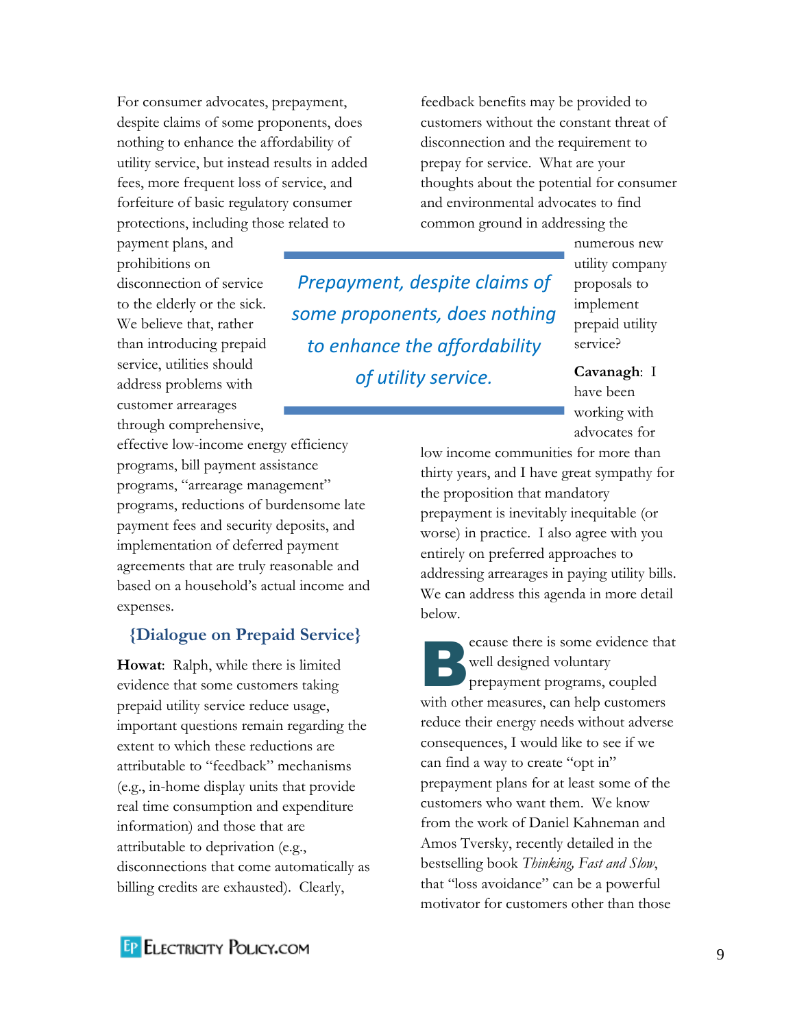For consumer advocates, prepayment, despite claims of some proponents, does nothing to enhance the affordability of utility service, but instead results in added fees, more frequent loss of service, and forfeiture of basic regulatory consumer protections, including those related to payment plans, and prohibitions on disconnection of service to the elderly or the sick. We believe that, rather than introducing prepaid service, utilities should address problems with customer arrearages through comprehensive, effective low-income energy efficiency programs, bill payment assistance programs, "arrearage management" programs, reductions of burdensome late payment fees and security deposits, and implementation of deferred payment agreements that are truly reasonable and based on a household's actual income and expenses.

> *Prepayment, despite claims of some proponents, does nothing to enhance the affordability of utility service.*

## {Dialogue on Prepaid Service}

**Howat**: Ralph, while there is limited evidence that some customers taking prepaid utility service reduce usage, important questions remain regarding the extent to which these reductions are attributable to "feedback" mechanisms (e.g., in-home display units that provide real time consumption and expenditure information) and those that are attributable to deprivation (e.g., disconnections that come automatically as billing credits are exhausted). Clearly, feedback benefits may be provided to customers without the constant threat of disconnection and the requirement to prepay for service. What are your thoughts about the potential for consumer and environmental advocates to find common ground in addressing the numerous new utility company proposals to implement prepaid utility service?

**Cavanagh**: I have been working with advocates for low income communities for more than thirty years, and I have great sympathy for the proposition that mandatory prepayment is inevitably inequitable (or worse) in practice. I also agree with you entirely on preferred approaches to addressing arrearages in paying utility bills. We can address this agenda in more detail below.

Because there is some evidence that well designed voluntary prepayment programs, coupled with other measures, can help customers reduce their energy needs without adverse consequences, I would like to see if we can find a way to create "opt in" prepayment plans for at least some of the customers who want them. We know from the work of Daniel Kahneman and Amos Tversky, recently detailed in the bestselling book *Thinking, Fast and Slow*, that "loss avoidance" can be a powerful motivator for customers other than those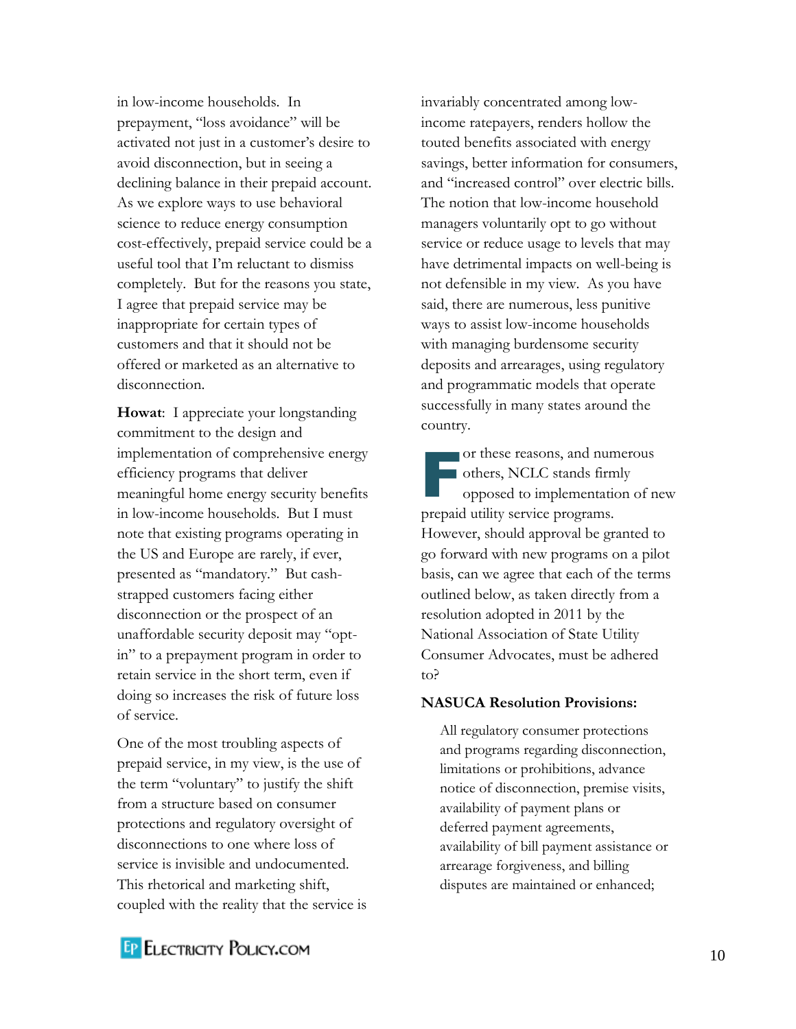in low-income households. In prepayment, "loss avoidance" will be activated not just in a customer's desire to avoid disconnection, but in seeing a declining balance in their prepaid account. As we explore ways to use behavioral science to reduce energy consumption cost-effectively, prepaid service could be a useful tool that I'm reluctant to dismiss completely. But for the reasons you state, I agree that prepaid service may be inappropriate for certain types of customers and that it should not be offered or marketed as an alternative to disconnection.

**Howat**: I appreciate your longstanding commitment to the design and implementation of comprehensive energy efficiency programs that deliver meaningful home energy security benefits in low-income households. But I must note that existing programs operating in the US and Europe are rarely, if ever, presented as "mandatory." But cash-strapped customers facing either disconnection or the prospect of an unaffordable security deposit may "opt-in" to a prepayment program in order to retain service in the short term, even if doing so increases the risk of future loss of service.

One of the most troubling aspects of prepaid service, in my view, is the use of the term "voluntary" to justify the shift from a structure based on consumer protections and regulatory oversight of disconnections to one where loss of service is invisible and undocumented. This rhetorical and marketing shift, coupled with the reality that the service is invariably concentrated among low-income ratepayers, renders hollow the touted benefits associated with energy savings, better information for consumers, and "increased control" over electric bills. The notion that low-income household managers voluntarily opt to go without service or reduce usage to levels that may have detrimental impacts on well-being is not defensible in my view. As you have said, there are numerous, less punitive ways to assist low-income households with managing burdensome security deposits and arrearages, using regulatory and programmatic models that operate successfully in many states around the country.

For these reasons, and numerous others, NCLC stands firmly opposed to implementation of new prepaid utility service programs. However, should approval be granted to go forward with new programs on a pilot basis, can we agree that each of the terms outlined below, as taken directly from a resolution adopted in 2011 by the National Association of State Utility Consumer Advocates, must be adhered to?

**NASUCA Resolution Provisions:**

> All regulatory consumer protections and programs regarding disconnection, limitations or prohibitions, advance notice of disconnection, premise visits, availability of payment plans or deferred payment agreements, availability of bill payment assistance or arrearage forgiveness, and billing disputes are maintained or enhanced;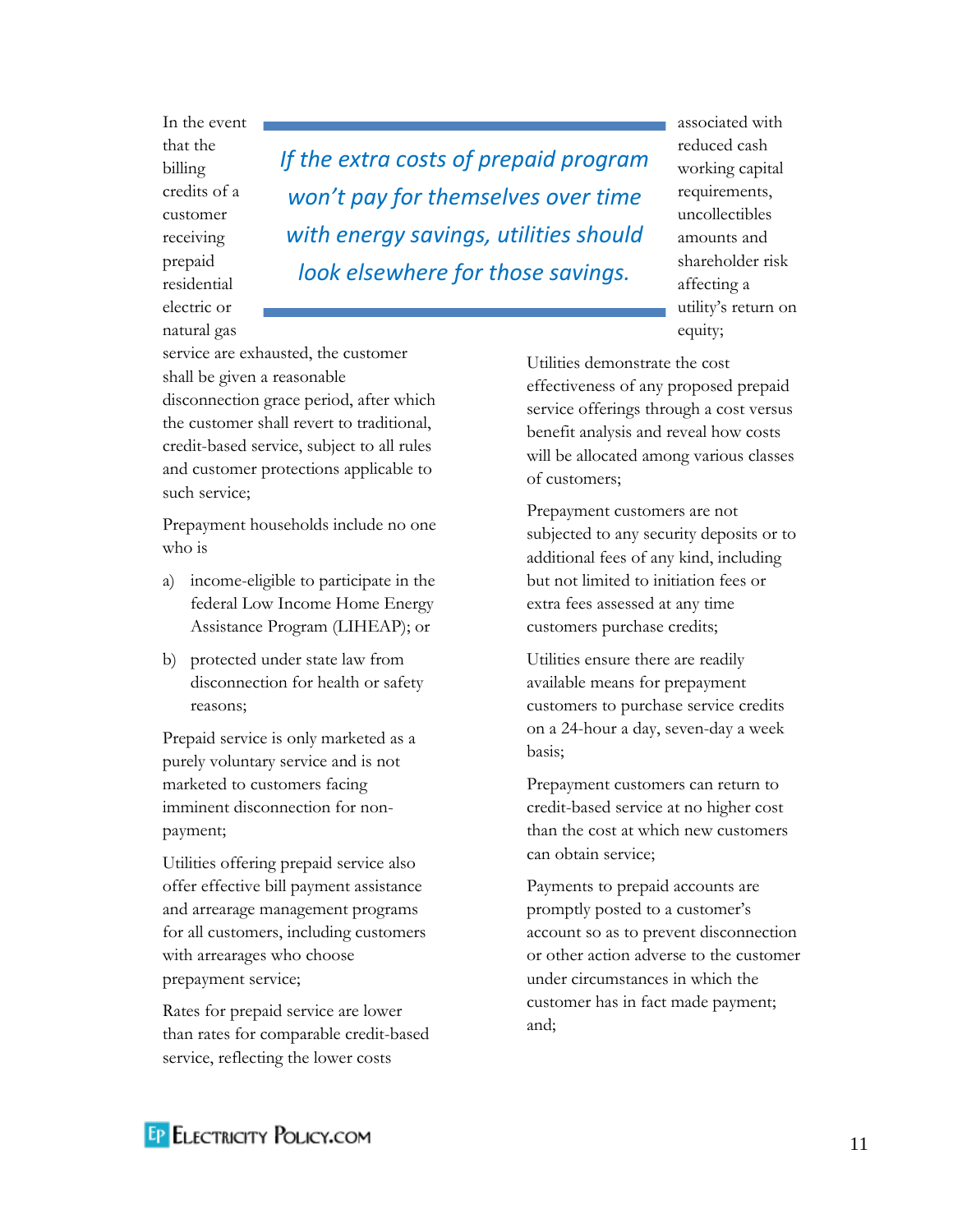In the event that the billing credits of a customer receiving prepaid residential electric or natural gas service are exhausted, the customer shall be given a reasonable disconnection grace period, after which the customer shall revert to traditional, credit-based service, subject to all rules and customer protections applicable to such service;

> *If the extra costs of prepaid program won't pay for themselves over time with energy savings, utilities should look elsewhere for those savings.*

Prepayment households include no one who is

a) income-eligible to participate in the federal Low Income Home Energy Assistance Program (LIHEAP); or

b) protected under state law from disconnection for health or safety reasons;

Prepaid service is only marketed as a purely voluntary service and is not marketed to customers facing imminent disconnection for non-payment;

Utilities offering prepaid service also offer effective bill payment assistance and arrearage management programs for all customers, including customers with arrearages who choose prepayment service;

Rates for prepaid service are lower than rates for comparable credit-based service, reflecting the lower costs associated with reduced cash working capital requirements, uncollectibles amounts and shareholder risk affecting a utility's return on equity;

Utilities demonstrate the cost effectiveness of any proposed prepaid service offerings through a cost versus benefit analysis and reveal how costs will be allocated among various classes of customers;

Prepayment customers are not subjected to any security deposits or to additional fees of any kind, including but not limited to initiation fees or extra fees assessed at any time customers purchase credits;

Utilities ensure there are readily available means for prepayment customers to purchase service credits on a 24-hour a day, seven-day a week basis;

Prepayment customers can return to credit-based service at no higher cost than the cost at which new customers can obtain service;

Payments to prepaid accounts are promptly posted to a customer's account so as to prevent disconnection or other action adverse to the customer under circumstances in which the customer has in fact made payment; and;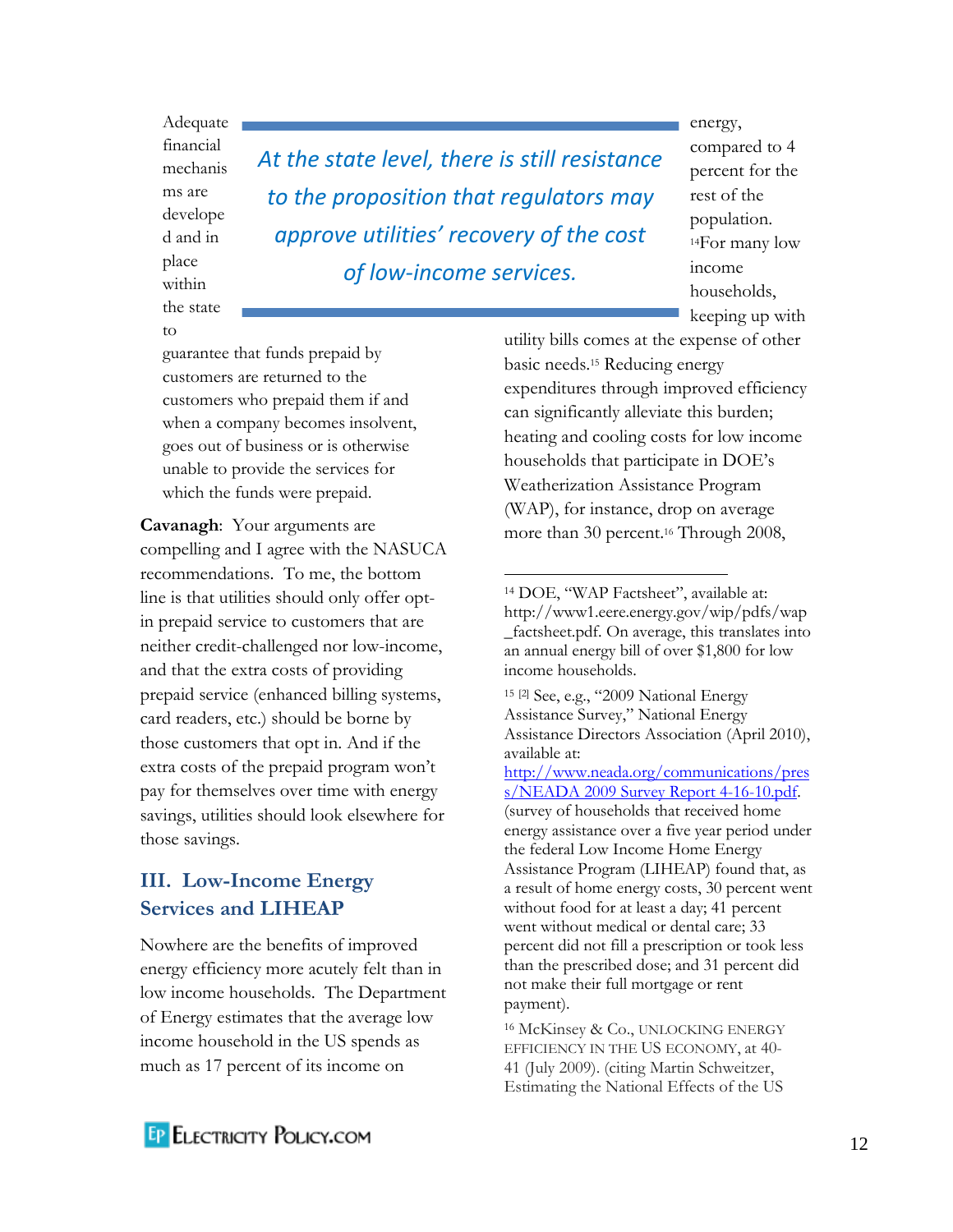Adequate financial mechanisms are developed and in place within the state to guarantee that funds prepaid by customers are returned to the customers who prepaid them if and when a company becomes insolvent, goes out of business or is otherwise unable to provide the services for which the funds were prepaid.

> *At the state level, there is still resistance to the proposition that regulators may approve utilities' recovery of the cost of low-income services.*

**Cavanagh**: Your arguments are compelling and I agree with the NASUCA recommendations. To me, the bottom line is that utilities should only offer opt-in prepaid service to customers that are neither credit-challenged nor low-income, and that the extra costs of providing prepaid service (enhanced billing systems, card readers, etc.) should be borne by those customers that opt in. And if the extra costs of the prepaid program won't pay for themselves over time with energy savings, utilities should look elsewhere for those savings.

## III. Low-Income Energy Services and LIHEAP

Nowhere are the benefits of improved energy efficiency more acutely felt than in low income households. The Department of Energy estimates that the average low income household in the US spends as much as 17 percent of its income on energy, compared to 4 percent for the rest of the population.[14] For many low income households, keeping up with utility bills comes at the expense of other basic needs.[15] Reducing energy expenditures through improved efficiency can significantly alleviate this burden; heating and cooling costs for low income households that participate in DOE's Weatherization Assistance Program (WAP), for instance, drop on average more than 30 percent.[16] Through 2008,

---

[14] DOE, "WAP Factsheet", available at: http://www1.eere.energy.gov/wip/pdfs/wap_factsheet.pdf. On average, this translates into an annual energy bill of over $1,800 for low income households.

[15] [2] See, e.g., "2009 National Energy Assistance Survey," National Energy Assistance Directors Association (April 2010), available at: [http://www.neada.org/communications/press/NEADA 2009 Survey Report 4-16-10.pdf](http://www.neada.org/communications/press/NEADA%202009%20Survey%20Report%204-16-10.pdf). (survey of households that received home energy assistance over a five year period under the federal Low Income Home Energy Assistance Program (LIHEAP) found that, as a result of home energy costs, 30 percent went without food for at least a day; 41 percent went without medical or dental care; 33 percent did not fill a prescription or took less than the prescribed dose; and 31 percent did not make their full mortgage or rent payment).

[16] McKinsey & Co., UNLOCKING ENERGY EFFICIENCY IN THE US ECONOMY, at 40-41 (July 2009). (citing Martin Schweitzer, Estimating the National Effects of the US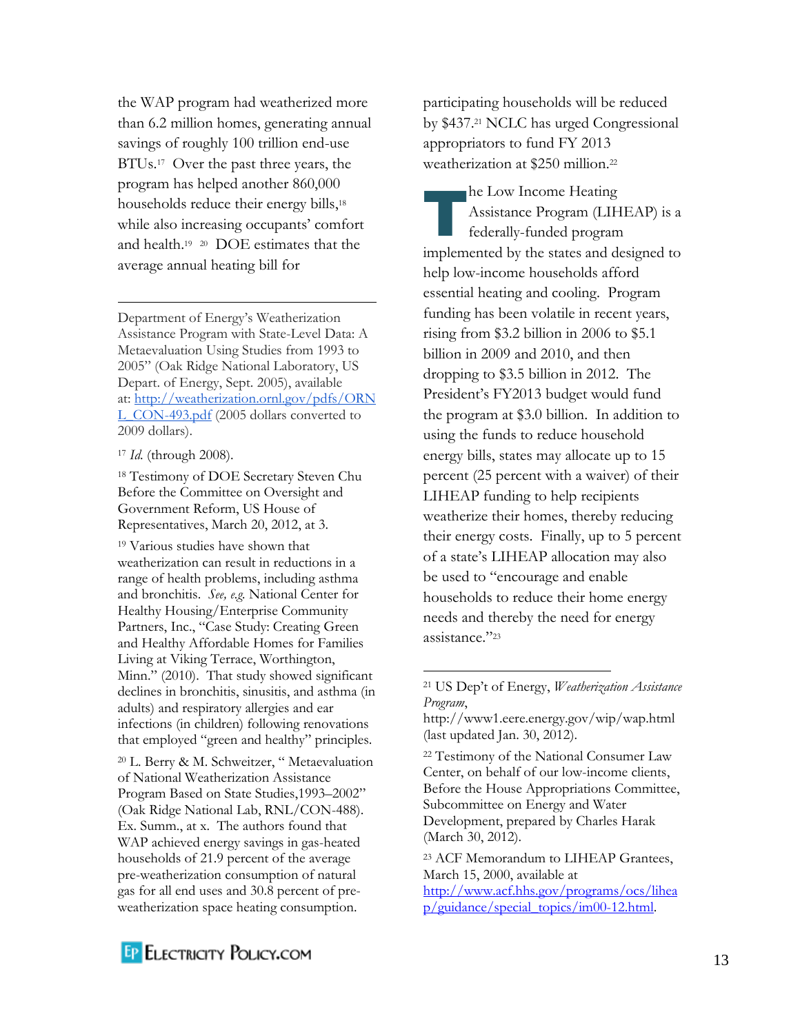the WAP program had weatherized more than 6.2 million homes, generating annual savings of roughly 100 trillion end-use BTUs.[17] Over the past three years, the program has helped another 860,000 households reduce their energy bills,[18] while also increasing occupants' comfort and health.[19] [20] DOE estimates that the average annual heating bill for participating households will be reduced by $437.[21] NCLC has urged Congressional appropriators to fund FY 2013 weatherization at $250 million.[22]

The Low Income Heating Assistance Program (LIHEAP) is a federally-funded program implemented by the states and designed to help low-income households afford essential heating and cooling. Program funding has been volatile in recent years, rising from $3.2 billion in 2006 to $5.1 billion in 2009 and 2010, and then dropping to $3.5 billion in 2012. The President's FY2013 budget would fund the program at $3.0 billion. In addition to using the funds to reduce household energy bills, states may allocate up to 15 percent (25 percent with a waiver) of their LIHEAP funding to help recipients weatherize their homes, thereby reducing their energy costs. Finally, up to 5 percent of a state's LIHEAP allocation may also be used to "encourage and enable households to reduce their home energy needs and thereby the need for energy assistance."[23]

---

Department of Energy's Weatherization Assistance Program with State-Level Data: A Metaevaluation Using Studies from 1993 to 2005" (Oak Ridge National Laboratory, US Depart. of Energy, Sept. 2005), available at: http://weatherization.ornl.gov/pdfs/ORNL_CON-493.pdf (2005 dollars converted to 2009 dollars).

[17] *Id.* (through 2008).

[18] Testimony of DOE Secretary Steven Chu Before the Committee on Oversight and Government Reform, US House of Representatives, March 20, 2012, at 3.

[19] Various studies have shown that weatherization can result in reductions in a range of health problems, including asthma and bronchitis. *See, e.g.* National Center for Healthy Housing/Enterprise Community Partners, Inc., "Case Study: Creating Green and Healthy Affordable Homes for Families Living at Viking Terrace, Worthington, Minn." (2010). That study showed significant declines in bronchitis, sinusitis, and asthma (in adults) and respiratory allergies and ear infections (in children) following renovations that employed "green and healthy" principles.

[20] L. Berry & M. Schweitzer, " Metaevaluation of National Weatherization Assistance Program Based on State Studies,1993–2002" (Oak Ridge National Lab, RNL/CON-488). Ex. Summ., at x. The authors found that WAP achieved energy savings in gas-heated households of 21.9 percent of the average pre-weatherization consumption of natural gas for all end uses and 30.8 percent of pre-weatherization space heating consumption.

[21] US Dep't of Energy, *Weatherization Assistance Program*, http://www1.eere.energy.gov/wip/wap.html (last updated Jan. 30, 2012).

[22] Testimony of the National Consumer Law Center, on behalf of our low-income clients, Before the House Appropriations Committee, Subcommittee on Energy and Water Development, prepared by Charles Harak (March 30, 2012).

[23] ACF Memorandum to LIHEAP Grantees, March 15, 2000, available at http://www.acf.hhs.gov/programs/ocs/liheap/guidance/special_topics/im00-12.html.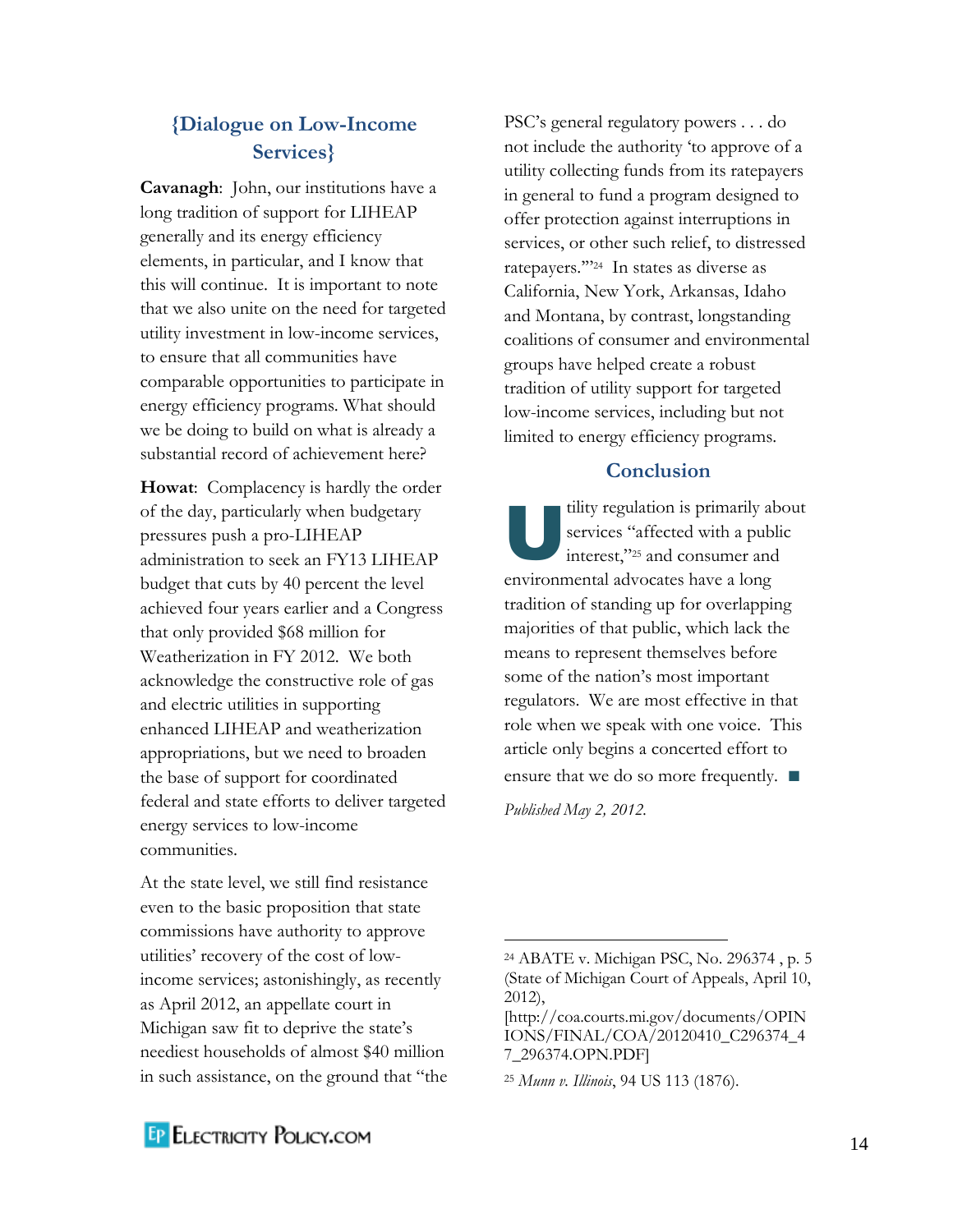## {Dialogue on Low-Income Services}

**Cavanagh**: John, our institutions have a long tradition of support for LIHEAP generally and its energy efficiency elements, in particular, and I know that this will continue. It is important to note that we also unite on the need for targeted utility investment in low-income services, to ensure that all communities have comparable opportunities to participate in energy efficiency programs. What should we be doing to build on what is already a substantial record of achievement here?

**Howat**: Complacency is hardly the order of the day, particularly when budgetary pressures push a pro-LIHEAP administration to seek an FY13 LIHEAP budget that cuts by 40 percent the level achieved four years earlier and a Congress that only provided $68 million for Weatherization in FY 2012. We both acknowledge the constructive role of gas and electric utilities in supporting enhanced LIHEAP and weatherization appropriations, but we need to broaden the base of support for coordinated federal and state efforts to deliver targeted energy services to low-income communities.

At the state level, we still find resistance even to the basic proposition that state commissions have authority to approve utilities' recovery of the cost of low-income services; astonishingly, as recently as April 2012, an appellate court in Michigan saw fit to deprive the state's neediest households of almost $40 million in such assistance, on the ground that "the PSC's general regulatory powers . . . do not include the authority 'to approve of a utility collecting funds from its ratepayers in general to fund a program designed to offer protection against interruptions in services, or other such relief, to distressed ratepayers.'"[24] In states as diverse as California, New York, Arkansas, Idaho and Montana, by contrast, longstanding coalitions of consumer and environmental groups have helped create a robust tradition of utility support for targeted low-income services, including but not limited to energy efficiency programs.

## Conclusion

Utility regulation is primarily about services "affected with a public interest,"[25] and consumer and environmental advocates have a long tradition of standing up for overlapping majorities of that public, which lack the means to represent themselves before some of the nation's most important regulators. We are most effective in that role when we speak with one voice. This article only begins a concerted effort to ensure that we do so more frequently. ■

*Published May 2, 2012.*

---

[24] ABATE v. Michigan PSC, No. 296374 , p. 5 (State of Michigan Court of Appeals, April 10, 2012), [http://coa.courts.mi.gov/documents/OPINIONS/FINAL/COA/20120410_C296374_47_296374.OPN.PDF]

[25] *Munn v. Illinois*, 94 US 113 (1876).